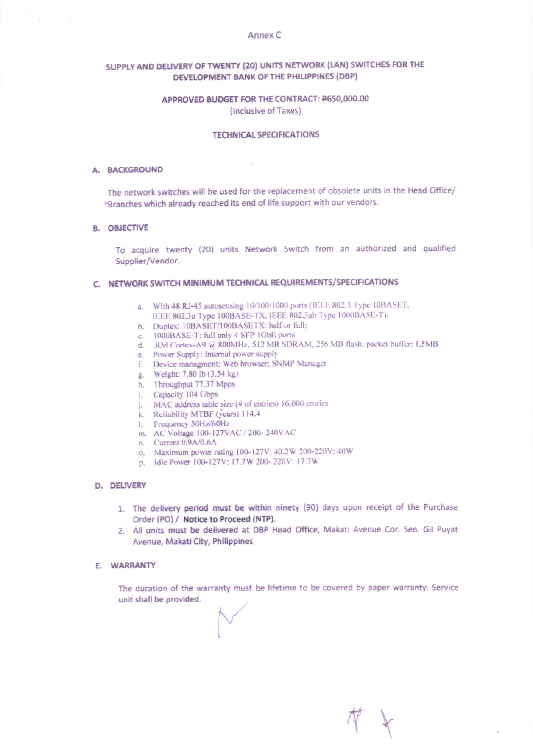Annex C

# SUPPLY AND DELIVERY OF TWENTY (20) UNITS NETWORK (LAN) SWITCHES FOR THE DEVELOPMENT BANK OF THE PHILIPPINES (DBP)

## APPROVED BUDGET FOR THE CONTRACT: ₱650,000.00

(Inclusive of Taxes)

## TECHNICAL SPECIFICATIONS

### A. BACKGROUND

The network switches will be used for the replacement of obsolete units in the Head Office/ Branches which already reached its end of life support with our vendors.

### B. OBJECTIVE

To acquire twenty (20) units Network Switch from an authorized and qualified Supplier/Vendor.

### C. NETWORK SWITCH MINIMUM TECHNICAL REQUIREMENTS/SPECIFICATIONS

a. With 48 RJ-45 autosensing 10/100/1000 ports (IEEE 802.3 Type 10BASET, IEEE 802.3u Type 100BASE-TX, IEEE 802.3ab Type 1000BASE-T);
b. Duplex: 10BASET/100BASETX: half or full;
c. 1000BASE-T: full only 4 SFP 1GbE ports
d. .RM Cortex-A9 @ 800MHz, 512 MB SDRAM, 256 MB flash; packet buffer: 1.5MB
e. Power Supply: Internal power supply
f. Device managment: Web browser; SNMP Manager
g. Weight: 7.80 lb (3.54 kg)
h. Throughput 77.37 Mpps
i. Capacity 104 Gbps
j. MAC address table size (# of entries) 16,000 entries
k. Reliability MTBF (years) 114.4
l. Frequency 50Hz/60Hz
m. AC Voltage 100-127VAC / 200- 240VAC
n. Current 0.9A/0.6A
o. Maximum power rating 100-127V: 40.2W 200-220V: 40W
p. Idle Power 100-127V: 17.7W 200- 220V: 17.7W

### D. DELIVERY

1. The delivery period must be within ninety (90) days upon receipt of the Purchase Order (PO) / **Notice to Proceed (NTP).**
2. All units must be delivered at DBP Head Office, Makati Avenue Cor. Sen. Gil Puyat Avenue, Makati City, Philippines

### E. WARRANTY

The duration of the warranty must be lifetime to be covered by paper warranty. Service unit shall be provided.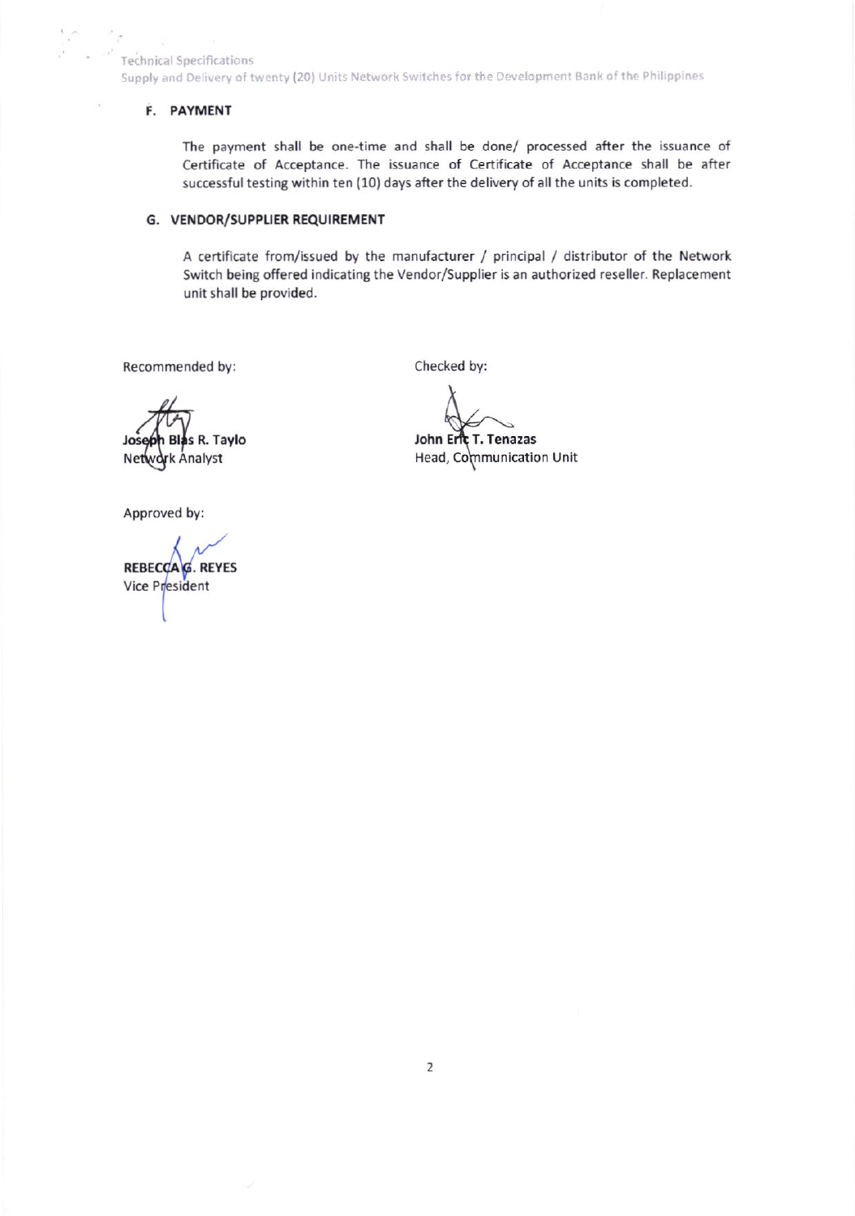### F. PAYMENT

The payment shall be one-time and shall be done/ processed after the issuance of Certificate of Acceptance. The issuance of Certificate of Acceptance shall be after successful testing within ten (10) days after the delivery of all the units is completed.

### G. VENDOR/SUPPLIER REQUIREMENT

A certificate from/issued by the manufacturer / principal / distributor of the Network Switch being offered indicating the Vendor/Supplier is an authorized reseller. Replacement unit shall be provided.

Recommended by:

Joseph Blas R. Taylo
Network Analyst

Checked by:

**John Eric T. Tenazas**
Head, Communication Unit

Approved by:

**REBECCA G. REYES**
Vice President